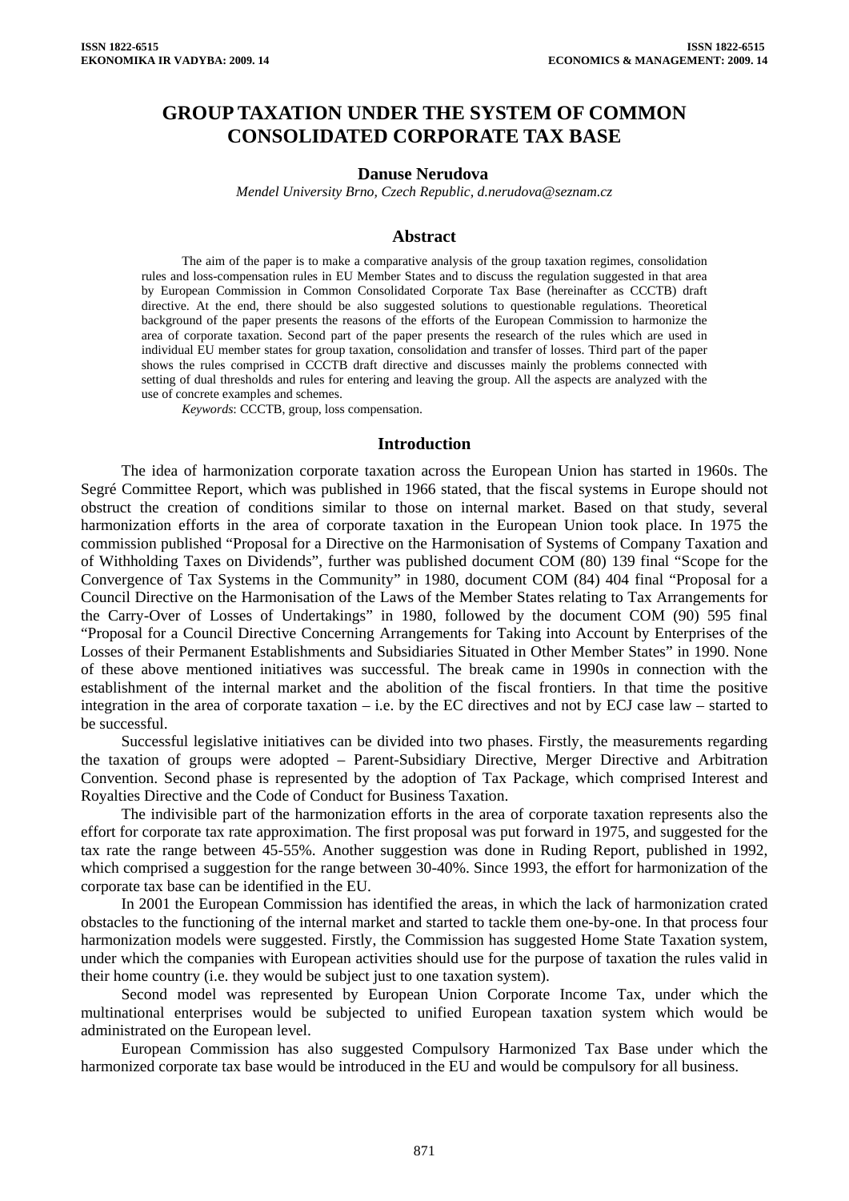# GROUP TAXATION UNDER THE SYSTEM OF COMMON CONSOLIDATED CORPORATE TAX BASE

**Danuse Nerudova**

*Mendel University Brno, Czech Republic, d.nerudova@seznam.cz*

## Abstract

The aim of the paper is to make a comparative analysis of the group taxation regimes, consolidation rules and loss-compensation rules in EU Member States and to discuss the regulation suggested in that area by European Commission in Common Consolidated Corporate Tax Base (hereinafter as CCCTB) draft directive. At the end, there should be also suggested solutions to questionable regulations. Theoretical background of the paper presents the reasons of the efforts of the European Commission to harmonize the area of corporate taxation. Second part of the paper presents the research of the rules which are used in individual EU member states for group taxation, consolidation and transfer of losses. Third part of the paper shows the rules comprised in CCCTB draft directive and discusses mainly the problems connected with setting of dual thresholds and rules for entering and leaving the group. All the aspects are analyzed with the use of concrete examples and schemes.

*Keywords*: CCCTB, group, loss compensation.

## Introduction

The idea of harmonization corporate taxation across the European Union has started in 1960s. The Segré Committee Report, which was published in 1966 stated, that the fiscal systems in Europe should not obstruct the creation of conditions similar to those on internal market. Based on that study, several harmonization efforts in the area of corporate taxation in the European Union took place. In 1975 the commission published "Proposal for a Directive on the Harmonisation of Systems of Company Taxation and of Withholding Taxes on Dividends", further was published document COM (80) 139 final "Scope for the Convergence of Tax Systems in the Community" in 1980, document COM (84) 404 final "Proposal for a Council Directive on the Harmonisation of the Laws of the Member States relating to Tax Arrangements for the Carry-Over of Losses of Undertakings" in 1980, followed by the document COM (90) 595 final "Proposal for a Council Directive Concerning Arrangements for Taking into Account by Enterprises of the Losses of their Permanent Establishments and Subsidiaries Situated in Other Member States" in 1990. None of these above mentioned initiatives was successful. The break came in 1990s in connection with the establishment of the internal market and the abolition of the fiscal frontiers. In that time the positive integration in the area of corporate taxation – i.e. by the EC directives and not by ECJ case law – started to be successful.

Successful legislative initiatives can be divided into two phases. Firstly, the measurements regarding the taxation of groups were adopted – Parent-Subsidiary Directive, Merger Directive and Arbitration Convention. Second phase is represented by the adoption of Tax Package, which comprised Interest and Royalties Directive and the Code of Conduct for Business Taxation.

The indivisible part of the harmonization efforts in the area of corporate taxation represents also the effort for corporate tax rate approximation. The first proposal was put forward in 1975, and suggested for the tax rate the range between 45-55%. Another suggestion was done in Ruding Report, published in 1992, which comprised a suggestion for the range between 30-40%. Since 1993, the effort for harmonization of the corporate tax base can be identified in the EU.

In 2001 the European Commission has identified the areas, in which the lack of harmonization crated obstacles to the functioning of the internal market and started to tackle them one-by-one. In that process four harmonization models were suggested. Firstly, the Commission has suggested Home State Taxation system, under which the companies with European activities should use for the purpose of taxation the rules valid in their home country (i.e. they would be subject just to one taxation system).

Second model was represented by European Union Corporate Income Tax, under which the multinational enterprises would be subjected to unified European taxation system which would be administrated on the European level.

European Commission has also suggested Compulsory Harmonized Tax Base under which the harmonized corporate tax base would be introduced in the EU and would be compulsory for all business.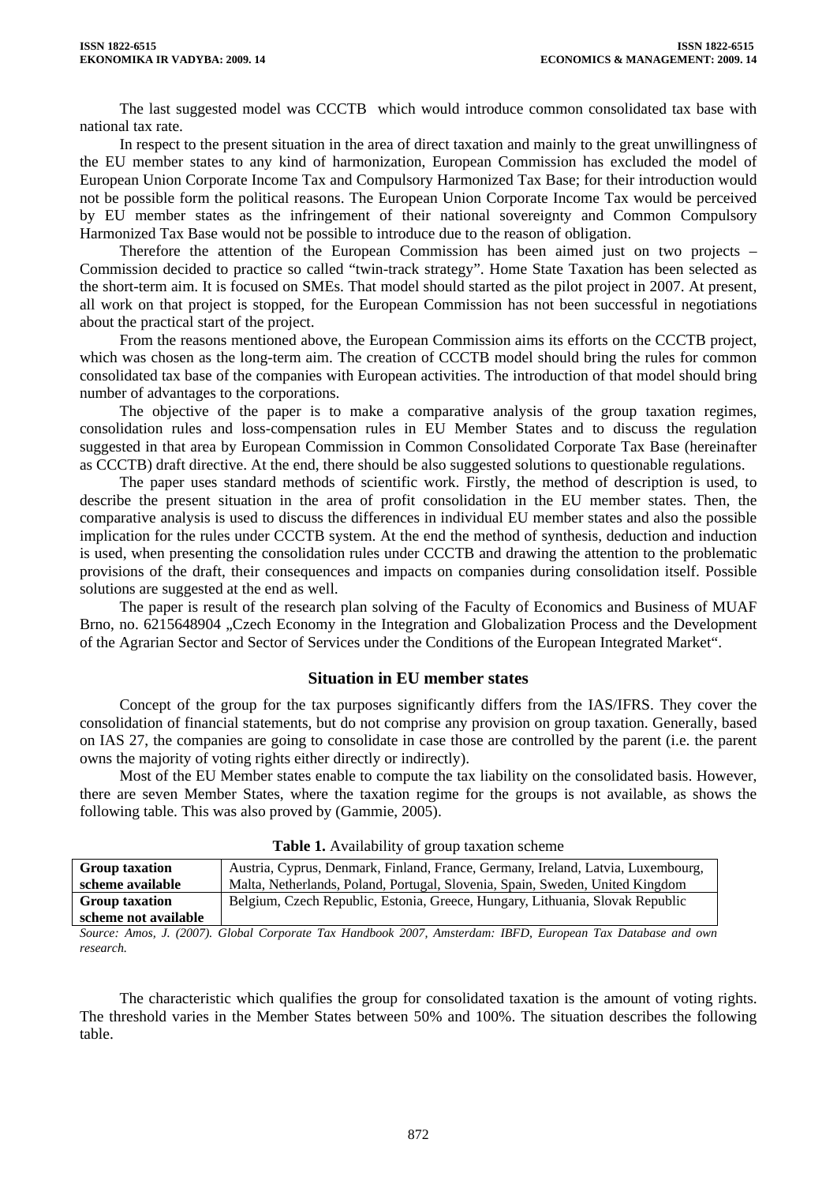The last suggested model was CCCTB which would introduce common consolidated tax base with national tax rate.

In respect to the present situation in the area of direct taxation and mainly to the great unwillingness of the EU member states to any kind of harmonization, European Commission has excluded the model of European Union Corporate Income Tax and Compulsory Harmonized Tax Base; for their introduction would not be possible form the political reasons. The European Union Corporate Income Tax would be perceived by EU member states as the infringement of their national sovereignty and Common Compulsory Harmonized Tax Base would not be possible to introduce due to the reason of obligation.

Therefore the attention of the European Commission has been aimed just on two projects – Commission decided to practice so called "twin-track strategy". Home State Taxation has been selected as the short-term aim. It is focused on SMEs. That model should started as the pilot project in 2007. At present, all work on that project is stopped, for the European Commission has not been successful in negotiations about the practical start of the project.

From the reasons mentioned above, the European Commission aims its efforts on the CCCTB project, which was chosen as the long-term aim. The creation of CCCTB model should bring the rules for common consolidated tax base of the companies with European activities. The introduction of that model should bring number of advantages to the corporations.

The objective of the paper is to make a comparative analysis of the group taxation regimes, consolidation rules and loss-compensation rules in EU Member States and to discuss the regulation suggested in that area by European Commission in Common Consolidated Corporate Tax Base (hereinafter as CCCTB) draft directive. At the end, there should be also suggested solutions to questionable regulations.

The paper uses standard methods of scientific work. Firstly, the method of description is used, to describe the present situation in the area of profit consolidation in the EU member states. Then, the comparative analysis is used to discuss the differences in individual EU member states and also the possible implication for the rules under CCCTB system. At the end the method of synthesis, deduction and induction is used, when presenting the consolidation rules under CCCTB and drawing the attention to the problematic provisions of the draft, their consequences and impacts on companies during consolidation itself. Possible solutions are suggested at the end as well.

The paper is result of the research plan solving of the Faculty of Economics and Business of MUAF Brno, no. 6215648904 „Czech Economy in the Integration and Globalization Process and the Development of the Agrarian Sector and Sector of Services under the Conditions of the European Integrated Market".

## Situation in EU member states

Concept of the group for the tax purposes significantly differs from the IAS/IFRS. They cover the consolidation of financial statements, but do not comprise any provision on group taxation. Generally, based on IAS 27, the companies are going to consolidate in case those are controlled by the parent (i.e. the parent owns the majority of voting rights either directly or indirectly).

Most of the EU Member states enable to compute the tax liability on the consolidated basis. However, there are seven Member States, where the taxation regime for the groups is not available, as shows the following table. This was also proved by (Gammie, 2005).

**Table 1.** Availability of group taxation scheme

| | |
|---|---|
| **Group taxation scheme available** | Austria, Cyprus, Denmark, Finland, France, Germany, Ireland, Latvia, Luxembourg, Malta, Netherlands, Poland, Portugal, Slovenia, Spain, Sweden, United Kingdom |
| **Group taxation scheme not available** | Belgium, Czech Republic, Estonia, Greece, Hungary, Lithuania, Slovak Republic |

*Source: Amos, J. (2007). Global Corporate Tax Handbook 2007, Amsterdam: IBFD, European Tax Database and own research.*

The characteristic which qualifies the group for consolidated taxation is the amount of voting rights. The threshold varies in the Member States between 50% and 100%. The situation describes the following table.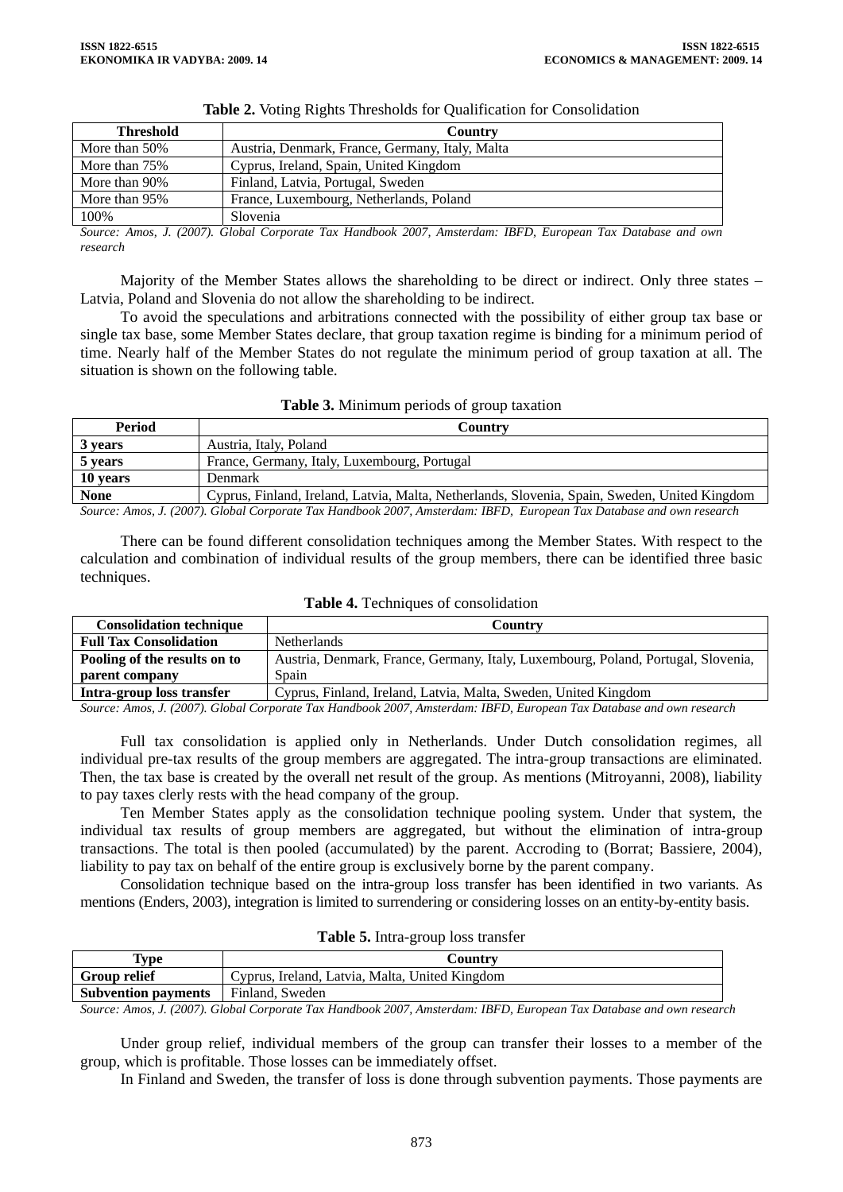**Table 2.** Voting Rights Thresholds for Qualification for Consolidation

| Threshold | Country |
|---|---|
| More than 50% | Austria, Denmark, France, Germany, Italy, Malta |
| More than 75% | Cyprus, Ireland, Spain, United Kingdom |
| More than 90% | Finland, Latvia, Portugal, Sweden |
| More than 95% | France, Luxembourg, Netherlands, Poland |
| 100% | Slovenia |

*Source: Amos, J. (2007). Global Corporate Tax Handbook 2007, Amsterdam: IBFD, European Tax Database and own research*

Majority of the Member States allows the shareholding to be direct or indirect. Only three states – Latvia, Poland and Slovenia do not allow the shareholding to be indirect.

To avoid the speculations and arbitrations connected with the possibility of either group tax base or single tax base, some Member States declare, that group taxation regime is binding for a minimum period of time. Nearly half of the Member States do not regulate the minimum period of group taxation at all. The situation is shown on the following table.

**Table 3.** Minimum periods of group taxation

| Period | Country |
|---|---|
| **3 years** | Austria, Italy, Poland |
| **5 years** | France, Germany, Italy, Luxembourg, Portugal |
| **10 years** | Denmark |
| **None** | Cyprus, Finland, Ireland, Latvia, Malta, Netherlands, Slovenia, Spain, Sweden, United Kingdom |

*Source: Amos, J. (2007). Global Corporate Tax Handbook 2007, Amsterdam: IBFD, European Tax Database and own research*

There can be found different consolidation techniques among the Member States. With respect to the calculation and combination of individual results of the group members, there can be identified three basic techniques.

**Table 4.** Techniques of consolidation

| Consolidation technique | Country |
|---|---|
| **Full Tax Consolidation** | Netherlands |
| **Pooling of the results on to parent company** | Austria, Denmark, France, Germany, Italy, Luxembourg, Poland, Portugal, Slovenia, Spain |
| **Intra-group loss transfer** | Cyprus, Finland, Ireland, Latvia, Malta, Sweden, United Kingdom |

*Source: Amos, J. (2007). Global Corporate Tax Handbook 2007, Amsterdam: IBFD, European Tax Database and own research*

Full tax consolidation is applied only in Netherlands. Under Dutch consolidation regimes, all individual pre-tax results of the group members are aggregated. The intra-group transactions are eliminated. Then, the tax base is created by the overall net result of the group. As mentions (Mitroyanni, 2008), liability to pay taxes clerly rests with the head company of the group.

Ten Member States apply as the consolidation technique pooling system. Under that system, the individual tax results of group members are aggregated, but without the elimination of intra-group transactions. The total is then pooled (accumulated) by the parent. Accroding to (Borrat; Bassiere, 2004), liability to pay tax on behalf of the entire group is exclusively borne by the parent company.

Consolidation technique based on the intra-group loss transfer has been identified in two variants. As mentions (Enders, 2003), integration is limited to surrendering or considering losses on an entity-by-entity basis.

**Table 5.** Intra-group loss transfer

| Type | Country |
|---|---|
| **Group relief** | Cyprus, Ireland, Latvia, Malta, United Kingdom |
| **Subvention payments** | Finland, Sweden |

*Source: Amos, J. (2007). Global Corporate Tax Handbook 2007, Amsterdam: IBFD, European Tax Database and own research*

Under group relief, individual members of the group can transfer their losses to a member of the group, which is profitable. Those losses can be immediately offset.

In Finland and Sweden, the transfer of loss is done through subvention payments. Those payments are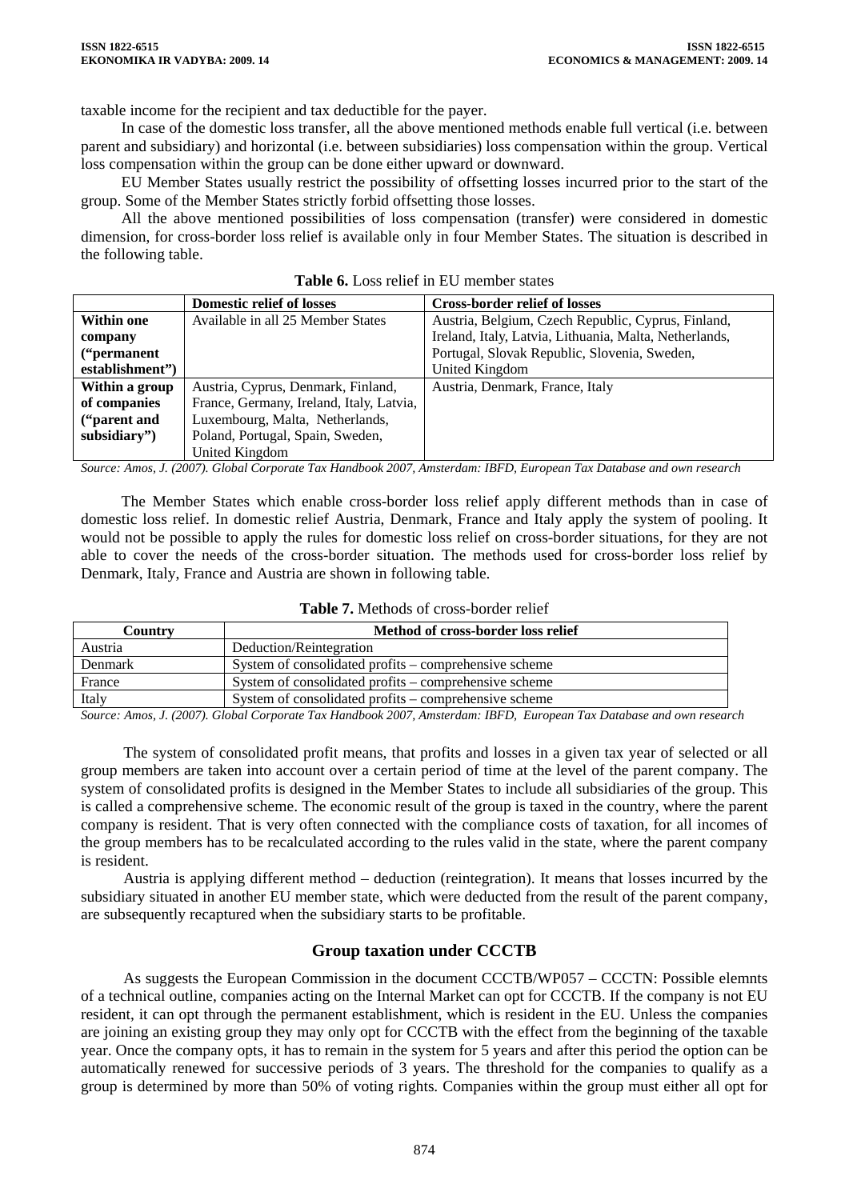taxable income for the recipient and tax deductible for the payer.

In case of the domestic loss transfer, all the above mentioned methods enable full vertical (i.e. between parent and subsidiary) and horizontal (i.e. between subsidiaries) loss compensation within the group. Vertical loss compensation within the group can be done either upward or downward.

EU Member States usually restrict the possibility of offsetting losses incurred prior to the start of the group. Some of the Member States strictly forbid offsetting those losses.

All the above mentioned possibilities of loss compensation (transfer) were considered in domestic dimension, for cross-border loss relief is available only in four Member States. The situation is described in the following table.

**Table 6.** Loss relief in EU member states

| | Domestic relief of losses | Cross-border relief of losses |
|---|---|---|
| **Within one company ("permanent establishment")** | Available in all 25 Member States | Austria, Belgium, Czech Republic, Cyprus, Finland, Ireland, Italy, Latvia, Lithuania, Malta, Netherlands, Portugal, Slovak Republic, Slovenia, Sweden, United Kingdom |
| **Within a group of companies ("parent and subsidiary")** | Austria, Cyprus, Denmark, Finland, France, Germany, Ireland, Italy, Latvia, Luxembourg, Malta, Netherlands, Poland, Portugal, Spain, Sweden, United Kingdom | Austria, Denmark, France, Italy |

*Source: Amos, J. (2007). Global Corporate Tax Handbook 2007, Amsterdam: IBFD, European Tax Database and own research*

The Member States which enable cross-border loss relief apply different methods than in case of domestic loss relief. In domestic relief Austria, Denmark, France and Italy apply the system of pooling. It would not be possible to apply the rules for domestic loss relief on cross-border situations, for they are not able to cover the needs of the cross-border situation. The methods used for cross-border loss relief by Denmark, Italy, France and Austria are shown in following table.

**Table 7.** Methods of cross-border relief

| Country | Method of cross-border loss relief |
|---|---|
| Austria | Deduction/Reintegration |
| Denmark | System of consolidated profits – comprehensive scheme |
| France | System of consolidated profits – comprehensive scheme |
| Italy | System of consolidated profits – comprehensive scheme |

*Source: Amos, J. (2007). Global Corporate Tax Handbook 2007, Amsterdam: IBFD, European Tax Database and own research*

The system of consolidated profit means, that profits and losses in a given tax year of selected or all group members are taken into account over a certain period of time at the level of the parent company. The system of consolidated profits is designed in the Member States to include all subsidiaries of the group. This is called a comprehensive scheme. The economic result of the group is taxed in the country, where the parent company is resident. That is very often connected with the compliance costs of taxation, for all incomes of the group members has to be recalculated according to the rules valid in the state, where the parent company is resident.

Austria is applying different method – deduction (reintegration). It means that losses incurred by the subsidiary situated in another EU member state, which were deducted from the result of the parent company, are subsequently recaptured when the subsidiary starts to be profitable.

## Group taxation under CCCTB

As suggests the European Commission in the document CCCTB/WP057 – CCCTN: Possible elemnts of a technical outline, companies acting on the Internal Market can opt for CCCTB. If the company is not EU resident, it can opt through the permanent establishment, which is resident in the EU. Unless the companies are joining an existing group they may only opt for CCCTB with the effect from the beginning of the taxable year. Once the company opts, it has to remain in the system for 5 years and after this period the option can be automatically renewed for successive periods of 3 years. The threshold for the companies to qualify as a group is determined by more than 50% of voting rights. Companies within the group must either all opt for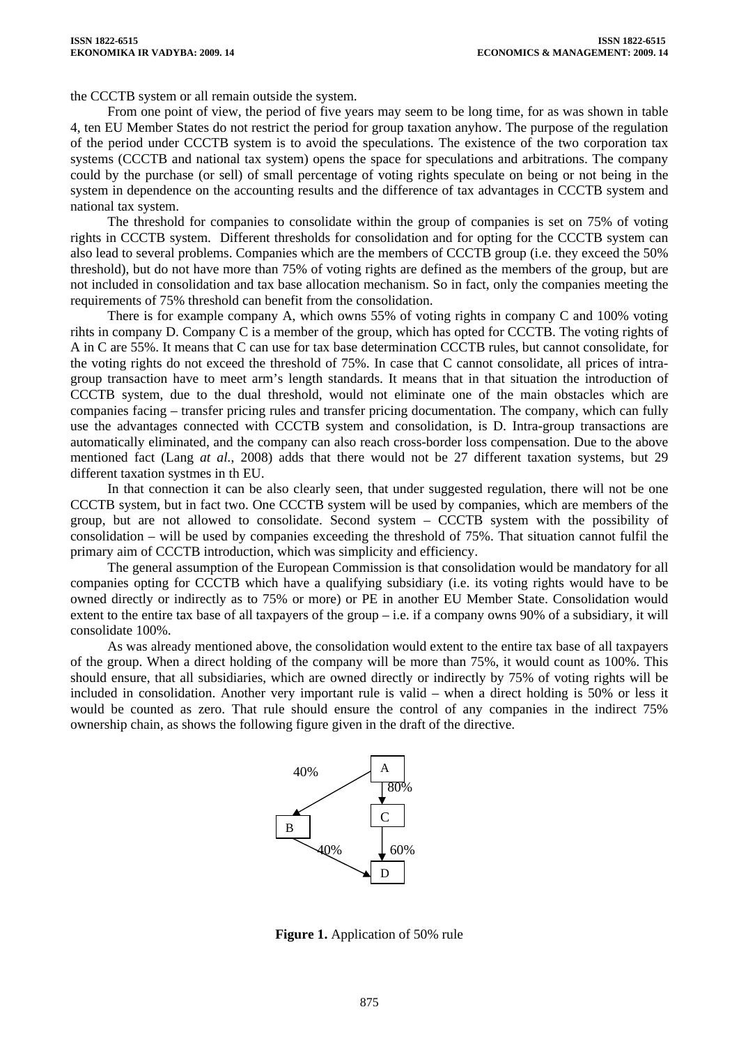the CCCTB system or all remain outside the system.

From one point of view, the period of five years may seem to be long time, for as was shown in table 4, ten EU Member States do not restrict the period for group taxation anyhow. The purpose of the regulation of the period under CCCTB system is to avoid the speculations. The existence of the two corporation tax systems (CCCTB and national tax system) opens the space for speculations and arbitrations. The company could by the purchase (or sell) of small percentage of voting rights speculate on being or not being in the system in dependence on the accounting results and the difference of tax advantages in CCCTB system and national tax system.

The threshold for companies to consolidate within the group of companies is set on 75% of voting rights in CCCTB system. Different thresholds for consolidation and for opting for the CCCTB system can also lead to several problems. Companies which are the members of CCCTB group (i.e. they exceed the 50% threshold), but do not have more than 75% of voting rights are defined as the members of the group, but are not included in consolidation and tax base allocation mechanism. So in fact, only the companies meeting the requirements of 75% threshold can benefit from the consolidation.

There is for example company A, which owns 55% of voting rights in company C and 100% voting rihts in company D. Company C is a member of the group, which has opted for CCCTB. The voting rights of A in C are 55%. It means that C can use for tax base determination CCCTB rules, but cannot consolidate, for the voting rights do not exceed the threshold of 75%. In case that C cannot consolidate, all prices of intra-group transaction have to meet arm's length standards. It means that in that situation the introduction of CCCTB system, due to the dual threshold, would not eliminate one of the main obstacles which are companies facing – transfer pricing rules and transfer pricing documentation. The company, which can fully use the advantages connected with CCCTB system and consolidation, is D. Intra-group transactions are automatically eliminated, and the company can also reach cross-border loss compensation. Due to the above mentioned fact (Lang *at al.*, 2008) adds that there would not be 27 different taxation systems, but 29 different taxation systmes in th EU.

In that connection it can be also clearly seen, that under suggested regulation, there will not be one CCCTB system, but in fact two. One CCCTB system will be used by companies, which are members of the group, but are not allowed to consolidate. Second system – CCCTB system with the possibility of consolidation – will be used by companies exceeding the threshold of 75%. That situation cannot fulfil the primary aim of CCCTB introduction, which was simplicity and efficiency.

The general assumption of the European Commission is that consolidation would be mandatory for all companies opting for CCCTB which have a qualifying subsidiary (i.e. its voting rights would have to be owned directly or indirectly as to 75% or more) or PE in another EU Member State. Consolidation would extent to the entire tax base of all taxpayers of the group – i.e. if a company owns 90% of a subsidiary, it will consolidate 100%.

As was already mentioned above, the consolidation would extent to the entire tax base of all taxpayers of the group. When a direct holding of the company will be more than 75%, it would count as 100%. This should ensure, that all subsidiaries, which are owned directly or indirectly by 75% of voting rights will be included in consolidation. Another very important rule is valid – when a direct holding is 50% or less it would be counted as zero. That rule should ensure the control of any companies in the indirect 75% ownership chain, as shows the following figure given in the draft of the directive.

A
B
C
D
40%
80%
40%
60%

**Figure 1.** Application of 50% rule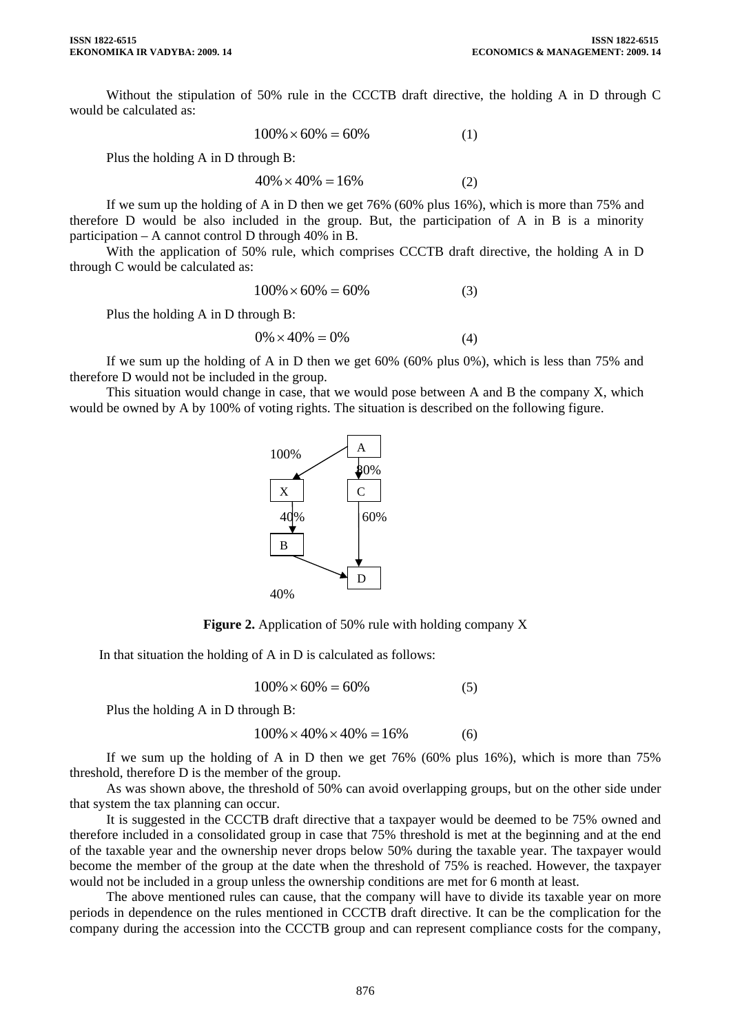Without the stipulation of 50% rule in the CCCTB draft directive, the holding A in D through C would be calculated as:

$$100\% \times 60\% = 60\% \qquad (1)$$

Plus the holding A in D through B:

$$40\% \times 40\% = 16\% \qquad (2)$$

If we sum up the holding of A in D then we get 76% (60% plus 16%), which is more than 75% and therefore D would be also included in the group. But, the participation of A in B is a minority participation – A cannot control D through 40% in B.

With the application of 50% rule, which comprises CCCTB draft directive, the holding A in D through C would be calculated as:

$$100\% \times 60\% = 60\% \qquad (3)$$

Plus the holding A in D through B:

$$0\% \times 40\% = 0\% \qquad (4)$$

If we sum up the holding of A in D then we get 60% (60% plus 0%), which is less than 75% and therefore D would not be included in the group.

This situation would change in case, that we would pose between A and B the company X, which would be owned by A by 100% of voting rights. The situation is described on the following figure.

A
100%
80%
X
C
40%
60%
B
D
40%

**Figure 2.** Application of 50% rule with holding company X

In that situation the holding of A in D is calculated as follows:

$$100\% \times 60\% = 60\% \qquad (5)$$

Plus the holding A in D through B:

$$100\% \times 40\% \times 40\% = 16\% \qquad (6)$$

If we sum up the holding of A in D then we get 76% (60% plus 16%), which is more than 75% threshold, therefore D is the member of the group.

As was shown above, the threshold of 50% can avoid overlapping groups, but on the other side under that system the tax planning can occur.

It is suggested in the CCCTB draft directive that a taxpayer would be deemed to be 75% owned and therefore included in a consolidated group in case that 75% threshold is met at the beginning and at the end of the taxable year and the ownership never drops below 50% during the taxable year. The taxpayer would become the member of the group at the date when the threshold of 75% is reached. However, the taxpayer would not be included in a group unless the ownership conditions are met for 6 month at least.

The above mentioned rules can cause, that the company will have to divide its taxable year on more periods in dependence on the rules mentioned in CCCTB draft directive. It can be the complication for the company during the accession into the CCCTB group and can represent compliance costs for the company,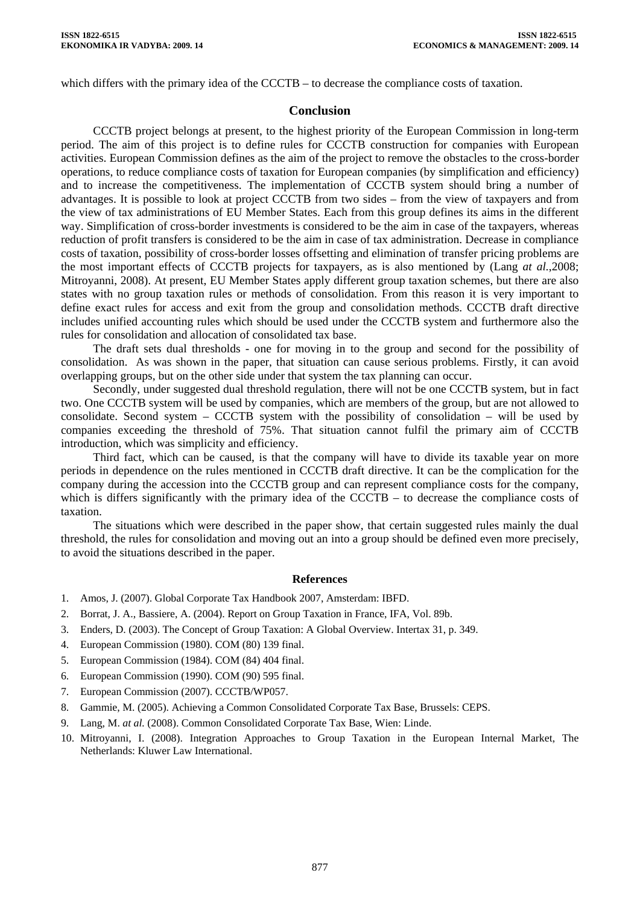which differs with the primary idea of the CCCTB – to decrease the compliance costs of taxation.

## Conclusion

CCCTB project belongs at present, to the highest priority of the European Commission in long-term period. The aim of this project is to define rules for CCCTB construction for companies with European activities. European Commission defines as the aim of the project to remove the obstacles to the cross-border operations, to reduce compliance costs of taxation for European companies (by simplification and efficiency) and to increase the competitiveness. The implementation of CCCTB system should bring a number of advantages. It is possible to look at project CCCTB from two sides – from the view of taxpayers and from the view of tax administrations of EU Member States. Each from this group defines its aims in the different way. Simplification of cross-border investments is considered to be the aim in case of the taxpayers, whereas reduction of profit transfers is considered to be the aim in case of tax administration. Decrease in compliance costs of taxation, possibility of cross-border losses offsetting and elimination of transfer pricing problems are the most important effects of CCCTB projects for taxpayers, as is also mentioned by (Lang *at al.*,2008; Mitroyanni, 2008). At present, EU Member States apply different group taxation schemes, but there are also states with no group taxation rules or methods of consolidation. From this reason it is very important to define exact rules for access and exit from the group and consolidation methods. CCCTB draft directive includes unified accounting rules which should be used under the CCCTB system and furthermore also the rules for consolidation and allocation of consolidated tax base.

The draft sets dual thresholds - one for moving in to the group and second for the possibility of consolidation. As was shown in the paper, that situation can cause serious problems. Firstly, it can avoid overlapping groups, but on the other side under that system the tax planning can occur.

Secondly, under suggested dual threshold regulation, there will not be one CCCTB system, but in fact two. One CCCTB system will be used by companies, which are members of the group, but are not allowed to consolidate. Second system – CCCTB system with the possibility of consolidation – will be used by companies exceeding the threshold of 75%. That situation cannot fulfil the primary aim of CCCTB introduction, which was simplicity and efficiency.

Third fact, which can be caused, is that the company will have to divide its taxable year on more periods in dependence on the rules mentioned in CCCTB draft directive. It can be the complication for the company during the accession into the CCCTB group and can represent compliance costs for the company, which is differs significantly with the primary idea of the CCCTB – to decrease the compliance costs of taxation.

The situations which were described in the paper show, that certain suggested rules mainly the dual threshold, the rules for consolidation and moving out an into a group should be defined even more precisely, to avoid the situations described in the paper.

## References

1. Amos, J. (2007). Global Corporate Tax Handbook 2007, Amsterdam: IBFD.
2. Borrat, J. A., Bassiere, A. (2004). Report on Group Taxation in France, IFA, Vol. 89b.
3. Enders, D. (2003). The Concept of Group Taxation: A Global Overview. Intertax 31, p. 349.
4. European Commission (1980). COM (80) 139 final.
5. European Commission (1984). COM (84) 404 final.
6. European Commission (1990). COM (90) 595 final.
7. European Commission (2007). CCCTB/WP057.
8. Gammie, M. (2005). Achieving a Common Consolidated Corporate Tax Base, Brussels: CEPS.
9. Lang, M. *at al.* (2008). Common Consolidated Corporate Tax Base, Wien: Linde.
10. Mitroyanni, I. (2008). Integration Approaches to Group Taxation in the European Internal Market, The Netherlands: Kluwer Law International.